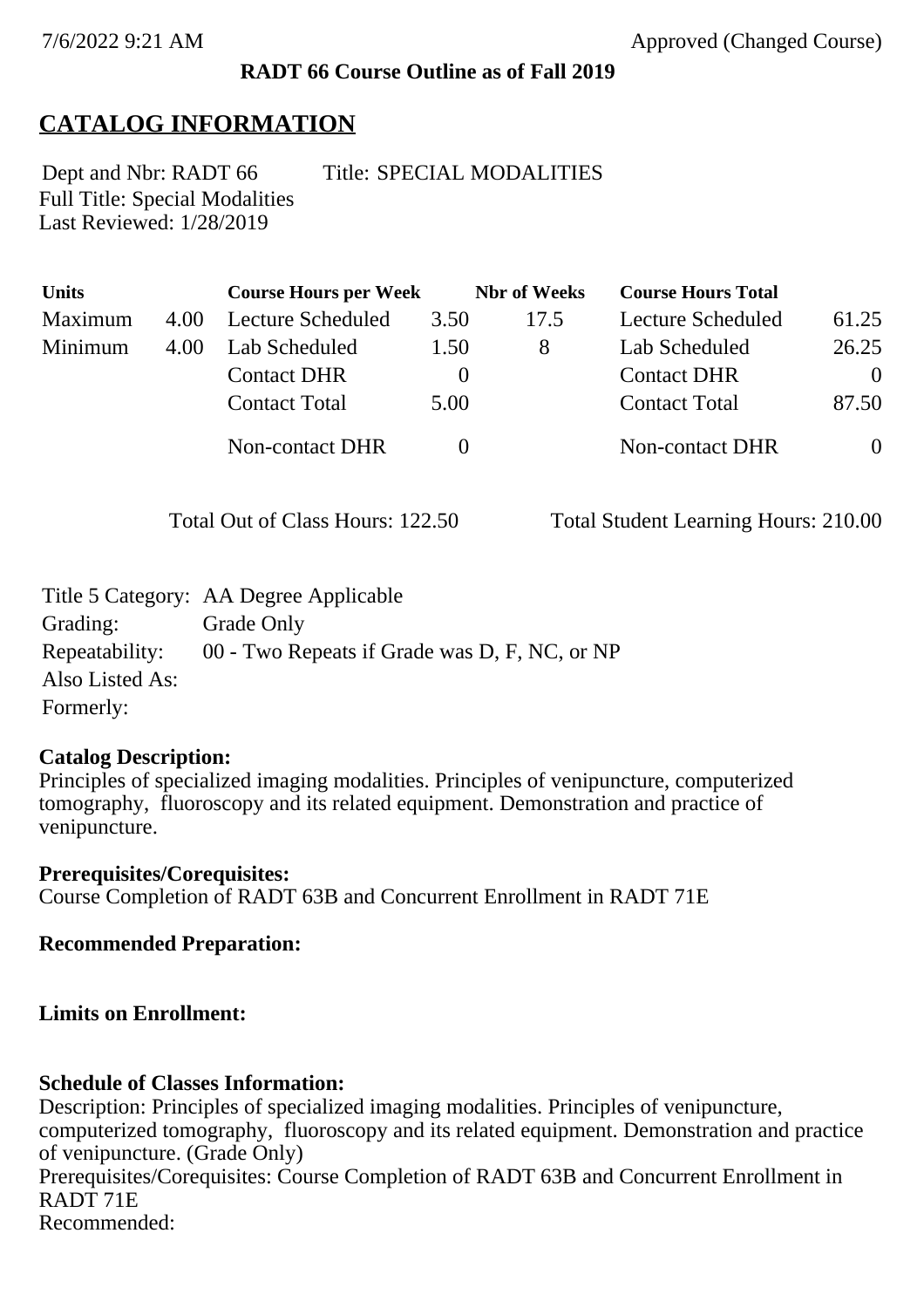**RADT 66 Course Outline as of Fall 2019**

## CATALOG INFORMATION

Dept and Nbr: RADT 66 Title: SPECIAL MODALITIES
Full Title: Special Modalities
Last Reviewed: 1/28/2019

| Units | | Course Hours per Week | | Nbr of Weeks | Course Hours Total | |
|---|---|---|---|---|---|---|
| Maximum | 4.00 | Lecture Scheduled | 3.50 | 17.5 | Lecture Scheduled | 61.25 |
| Minimum | 4.00 | Lab Scheduled | 1.50 | 8 | Lab Scheduled | 26.25 |
| | | Contact DHR | 0 | | Contact DHR | 0 |
| | | Contact Total | 5.00 | | Contact Total | 87.50 |
| | | Non-contact DHR | 0 | | Non-contact DHR | 0 |

Total Out of Class Hours: 122.50 Total Student Learning Hours: 210.00

Title 5 Category: AA Degree Applicable
Grading: Grade Only
Repeatability: 00 - Two Repeats if Grade was D, F, NC, or NP
Also Listed As:
Formerly:

**Catalog Description:**
Principles of specialized imaging modalities. Principles of venipuncture, computerized tomography, fluoroscopy and its related equipment. Demonstration and practice of venipuncture.

**Prerequisites/Corequisites:**
Course Completion of RADT 63B and Concurrent Enrollment in RADT 71E

**Recommended Preparation:**

**Limits on Enrollment:**

**Schedule of Classes Information:**
Description: Principles of specialized imaging modalities. Principles of venipuncture, computerized tomography, fluoroscopy and its related equipment. Demonstration and practice of venipuncture. (Grade Only)
Prerequisites/Corequisites: Course Completion of RADT 63B and Concurrent Enrollment in RADT 71E
Recommended: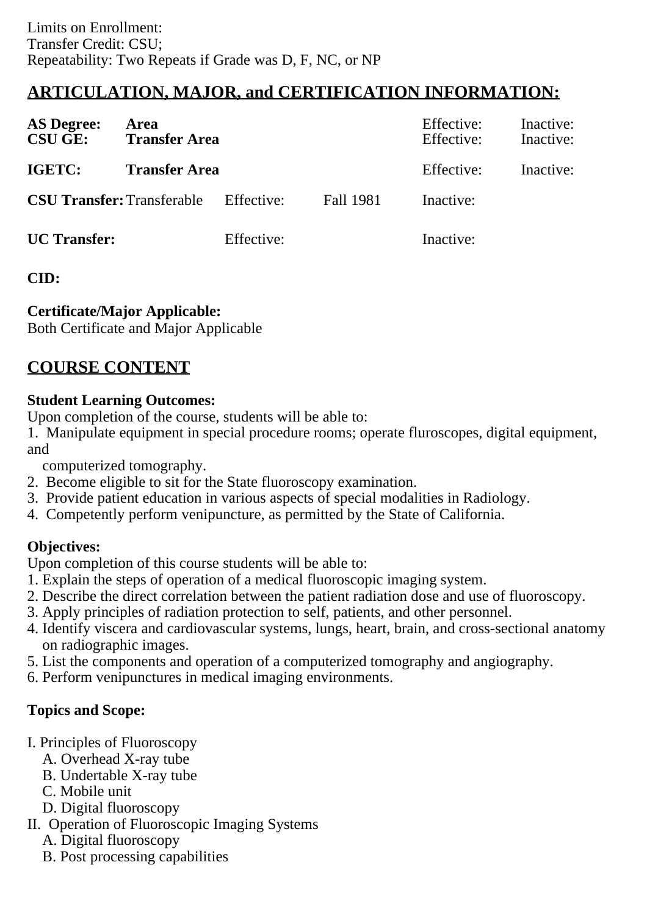Limits on Enrollment:
Transfer Credit: CSU;
Repeatability: Two Repeats if Grade was D, F, NC, or NP

## ARTICULATION, MAJOR, and CERTIFICATION INFORMATION:

| | | | | | |
|---|---|---|---|---|---|
| **AS Degree:** | **Area** | | | Effective: | Inactive: |
| **CSU GE:** | **Transfer Area** | | | Effective: | Inactive: |
| **IGETC:** | **Transfer Area** | | | Effective: | Inactive: |
| **CSU Transfer:** | Transferable | Effective: | Fall 1981 | Inactive: | |
| **UC Transfer:** | | Effective: | | Inactive: | |

**CID:**

**Certificate/Major Applicable:**
Both Certificate and Major Applicable

## COURSE CONTENT

**Student Learning Outcomes:**
Upon completion of the course, students will be able to:
1. Manipulate equipment in special procedure rooms; operate fluroscopes, digital equipment, and
   computerized tomography.
2. Become eligible to sit for the State fluoroscopy examination.
3. Provide patient education in various aspects of special modalities in Radiology.
4. Competently perform venipuncture, as permitted by the State of California.

**Objectives:**
Upon completion of this course students will be able to:
1. Explain the steps of operation of a medical fluoroscopic imaging system.
2. Describe the direct correlation between the patient radiation dose and use of fluoroscopy.
3. Apply principles of radiation protection to self, patients, and other personnel.
4. Identify viscera and cardiovascular systems, lungs, heart, brain, and cross-sectional anatomy on radiographic images.
5. List the components and operation of a computerized tomography and angiography.
6. Perform venipunctures in medical imaging environments.

**Topics and Scope:**

I. Principles of Fluoroscopy
   A. Overhead X-ray tube
   B. Undertable X-ray tube
   C. Mobile unit
   D. Digital fluoroscopy
II. Operation of Fluoroscopic Imaging Systems
   A. Digital fluoroscopy
   B. Post processing capabilities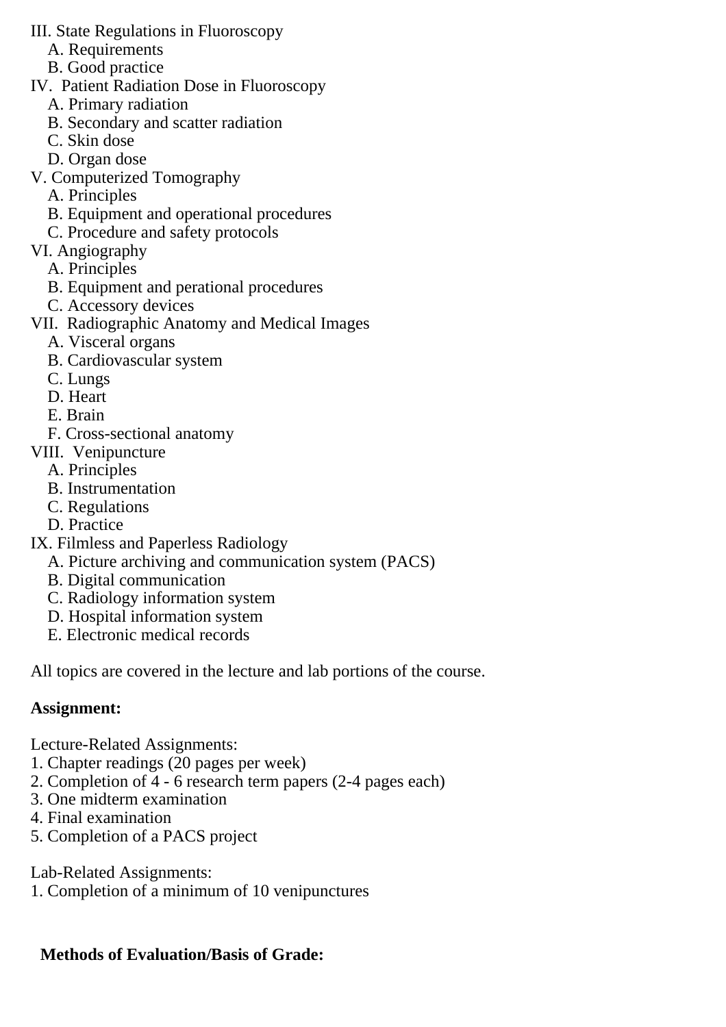III. State Regulations in Fluoroscopy
   A. Requirements
   B. Good practice
IV.  Patient Radiation Dose in Fluoroscopy
   A. Primary radiation
   B. Secondary and scatter radiation
   C. Skin dose
   D. Organ dose
V. Computerized Tomography
   A. Principles
   B. Equipment and operational procedures
   C. Procedure and safety protocols
VI. Angiography
   A. Principles
   B. Equipment and perational procedures
   C. Accessory devices
VII.  Radiographic Anatomy and Medical Images
   A. Visceral organs
   B. Cardiovascular system
   C. Lungs
   D. Heart
   E. Brain
   F. Cross-sectional anatomy
VIII.  Venipuncture
   A. Principles
   B. Instrumentation
   C. Regulations
   D. Practice
IX. Filmless and Paperless Radiology
   A. Picture archiving and communication system (PACS)
   B. Digital communication
   C. Radiology information system
   D. Hospital information system
   E. Electronic medical records

All topics are covered in the lecture and lab portions of the course.

**Assignment:**

Lecture-Related Assignments:
1. Chapter readings (20 pages per week)
2. Completion of 4 - 6 research term papers (2-4 pages each)
3. One midterm examination
4. Final examination
5. Completion of a PACS project

Lab-Related Assignments:
1. Completion of a minimum of 10 venipunctures

**Methods of Evaluation/Basis of Grade:**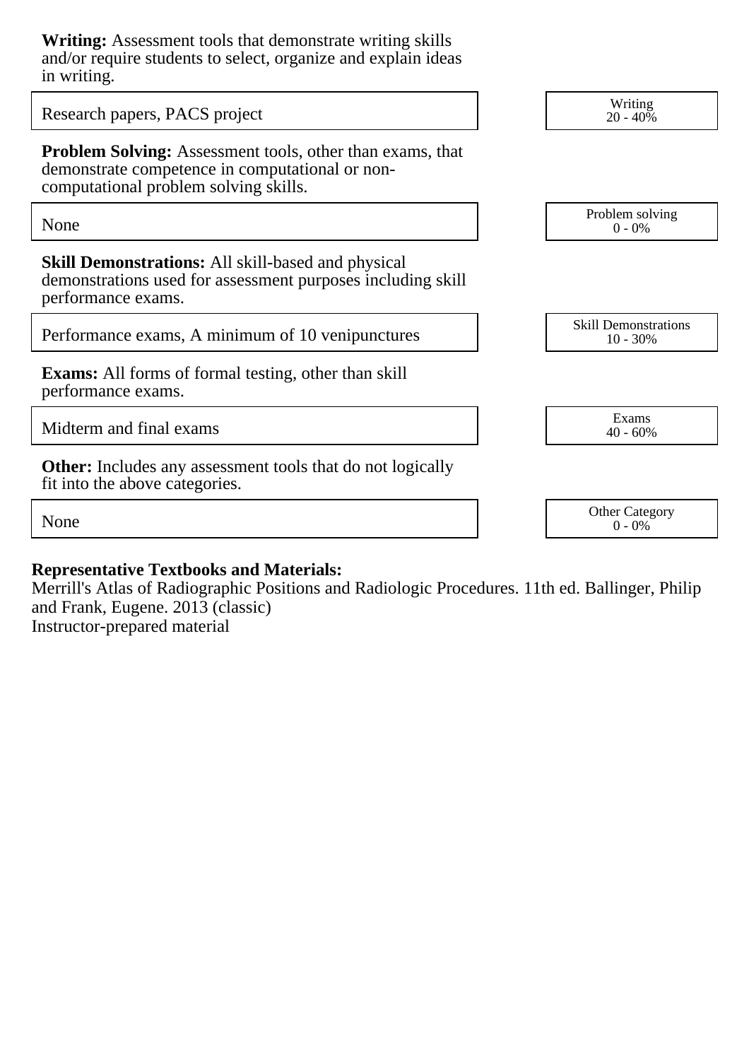**Writing:** Assessment tools that demonstrate writing skills and/or require students to select, organize and explain ideas in writing.

| | |
|---|---|
| Research papers, PACS project | Writing 20 - 40% |

**Problem Solving:** Assessment tools, other than exams, that demonstrate competence in computational or non-computational problem solving skills.

| | |
|---|---|
| None | Problem solving 0 - 0% |

**Skill Demonstrations:** All skill-based and physical demonstrations used for assessment purposes including skill performance exams.

| | |
|---|---|
| Performance exams, A minimum of 10 venipunctures | Skill Demonstrations 10 - 30% |

**Exams:** All forms of formal testing, other than skill performance exams.

| | |
|---|---|
| Midterm and final exams | Exams 40 - 60% |

**Other:** Includes any assessment tools that do not logically fit into the above categories.

| | |
|---|---|
| None | Other Category 0 - 0% |

**Representative Textbooks and Materials:**

Merrill's Atlas of Radiographic Positions and Radiologic Procedures. 11th ed. Ballinger, Philip and Frank, Eugene. 2013 (classic)
Instructor-prepared material